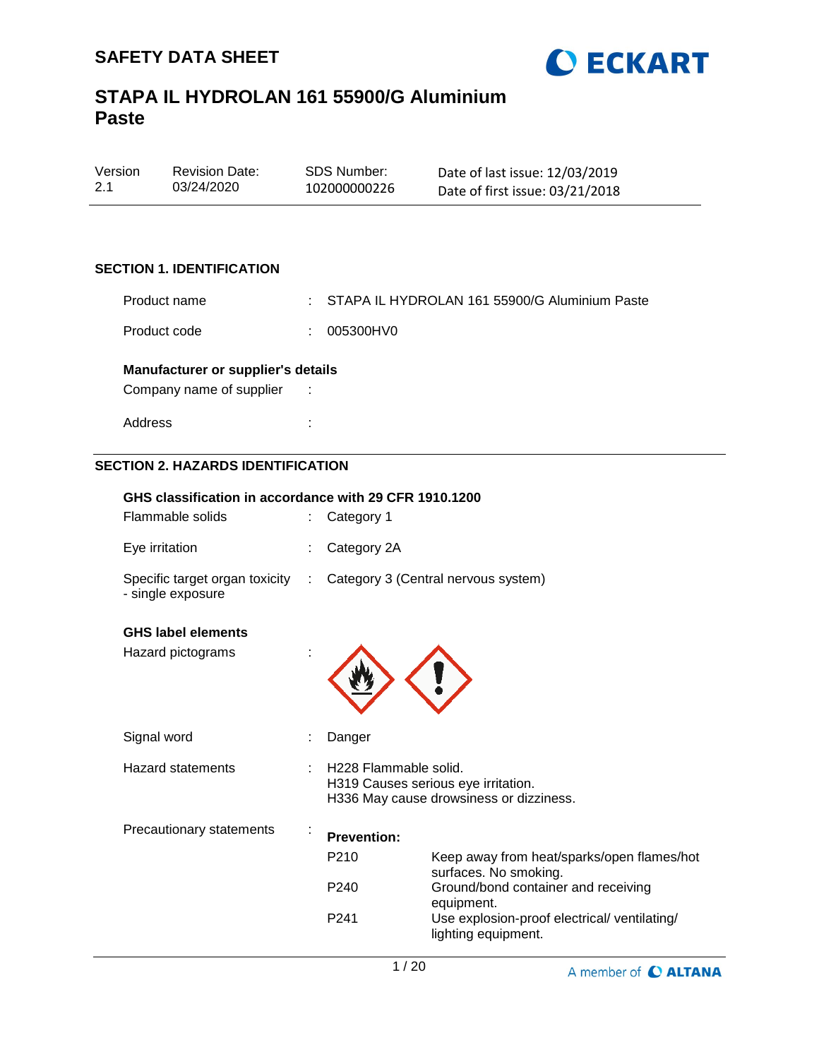# SAFETY DATA SHEET

# STAPA IL HYDROLAN 161 55900/G Aluminium Paste

| Version | Revision Date: | SDS Number: | Date of last issue: 12/03/2019 |
|---|---|---|---|
| 2.1 | 03/24/2020 | 102000000226 | Date of first issue: 03/21/2018 |

## SECTION 1. IDENTIFICATION

Product name : STAPA IL HYDROLAN 161 55900/G Aluminium Paste

Product code : 005300HV0

**Manufacturer or supplier's details**

Company name of supplier :

Address :

## SECTION 2. HAZARDS IDENTIFICATION

**GHS classification in accordance with 29 CFR 1910.1200**

Flammable solids : Category 1

Eye irritation : Category 2A

Specific target organ toxicity - single exposure : Category 3 (Central nervous system)

**GHS label elements**

Hazard pictograms :

Signal word : Danger

Hazard statements : H228 Flammable solid.
H319 Causes serious eye irritation.
H336 May cause drowsiness or dizziness.

Precautionary statements :

**Prevention:**

P210 Keep away from heat/sparks/open flames/hot surfaces. No smoking.

P240 Ground/bond container and receiving equipment.

P241 Use explosion-proof electrical/ ventilating/ lighting equipment.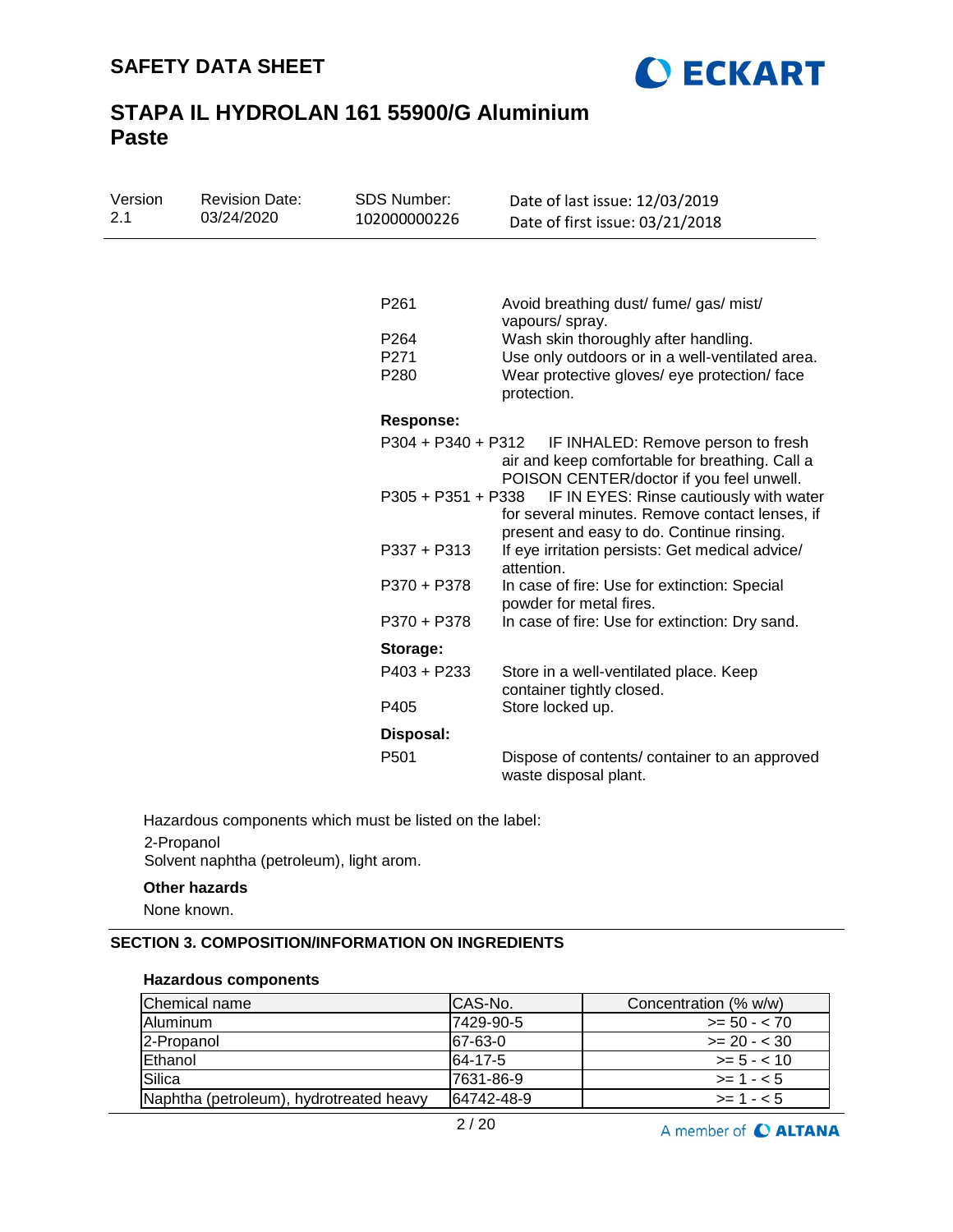| | |
|---|---|
| P261 | Avoid breathing dust/ fume/ gas/ mist/ vapours/ spray. |
| P264 | Wash skin thoroughly after handling. |
| P271 | Use only outdoors or in a well-ventilated area. |
| P280 | Wear protective gloves/ eye protection/ face protection. |

**Response:**

| | |
|---|---|
| P304 + P340 + P312 | IF INHALED: Remove person to fresh air and keep comfortable for breathing. Call a POISON CENTER/doctor if you feel unwell. |
| P305 + P351 + P338 | IF IN EYES: Rinse cautiously with water for several minutes. Remove contact lenses, if present and easy to do. Continue rinsing. |
| P337 + P313 | If eye irritation persists: Get medical advice/ attention. |
| P370 + P378 | In case of fire: Use for extinction: Special powder for metal fires. |
| P370 + P378 | In case of fire: Use for extinction: Dry sand. |

**Storage:**

| | |
|---|---|
| P403 + P233 | Store in a well-ventilated place. Keep container tightly closed. |
| P405 | Store locked up. |

**Disposal:**

| | |
|---|---|
| P501 | Dispose of contents/ container to an approved waste disposal plant. |

Hazardous components which must be listed on the label:

2-Propanol
Solvent naphtha (petroleum), light arom.

**Other hazards**

None known.

## SECTION 3. COMPOSITION/INFORMATION ON INGREDIENTS

**Hazardous components**

| Chemical name | CAS-No. | Concentration (% w/w) |
|---|---|---|
| Aluminum | 7429-90-5 | >= 50 - < 70 |
| 2-Propanol | 67-63-0 | >= 20 - < 30 |
| Ethanol | 64-17-5 | >= 5 - < 10 |
| Silica | 7631-86-9 | >= 1 - < 5 |
| Naphtha (petroleum), hydrotreated heavy | 64742-48-9 | >= 1 - < 5 |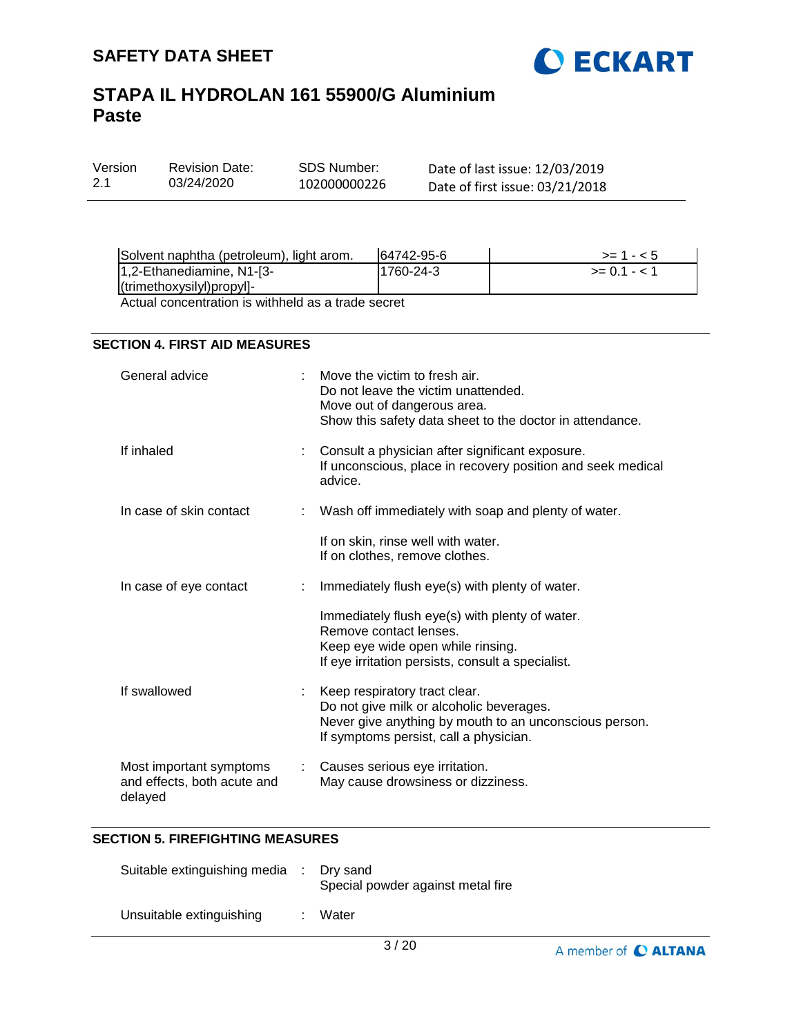| | | |
|---|---|---|
| Solvent naphtha (petroleum), light arom. | 64742-95-6 | >= 1 - < 5 |
| 1,2-Ethanediamine, N1-[3-(trimethoxysilyl)propyl]- | 1760-24-3 | >= 0.1 - < 1 |

Actual concentration is withheld as a trade secret

## SECTION 4. FIRST AID MEASURES

General advice : Move the victim to fresh air.
Do not leave the victim unattended.
Move out of dangerous area.
Show this safety data sheet to the doctor in attendance.

If inhaled : Consult a physician after significant exposure.
If unconscious, place in recovery position and seek medical advice.

In case of skin contact : Wash off immediately with soap and plenty of water.

If on skin, rinse well with water.
If on clothes, remove clothes.

In case of eye contact : Immediately flush eye(s) with plenty of water.

Immediately flush eye(s) with plenty of water.
Remove contact lenses.
Keep eye wide open while rinsing.
If eye irritation persists, consult a specialist.

If swallowed : Keep respiratory tract clear.
Do not give milk or alcoholic beverages.
Never give anything by mouth to an unconscious person.
If symptoms persist, call a physician.

Most important symptoms and effects, both acute and delayed : Causes serious eye irritation.
May cause drowsiness or dizziness.

## SECTION 5. FIREFIGHTING MEASURES

Suitable extinguishing media : Dry sand
Special powder against metal fire

Unsuitable extinguishing : Water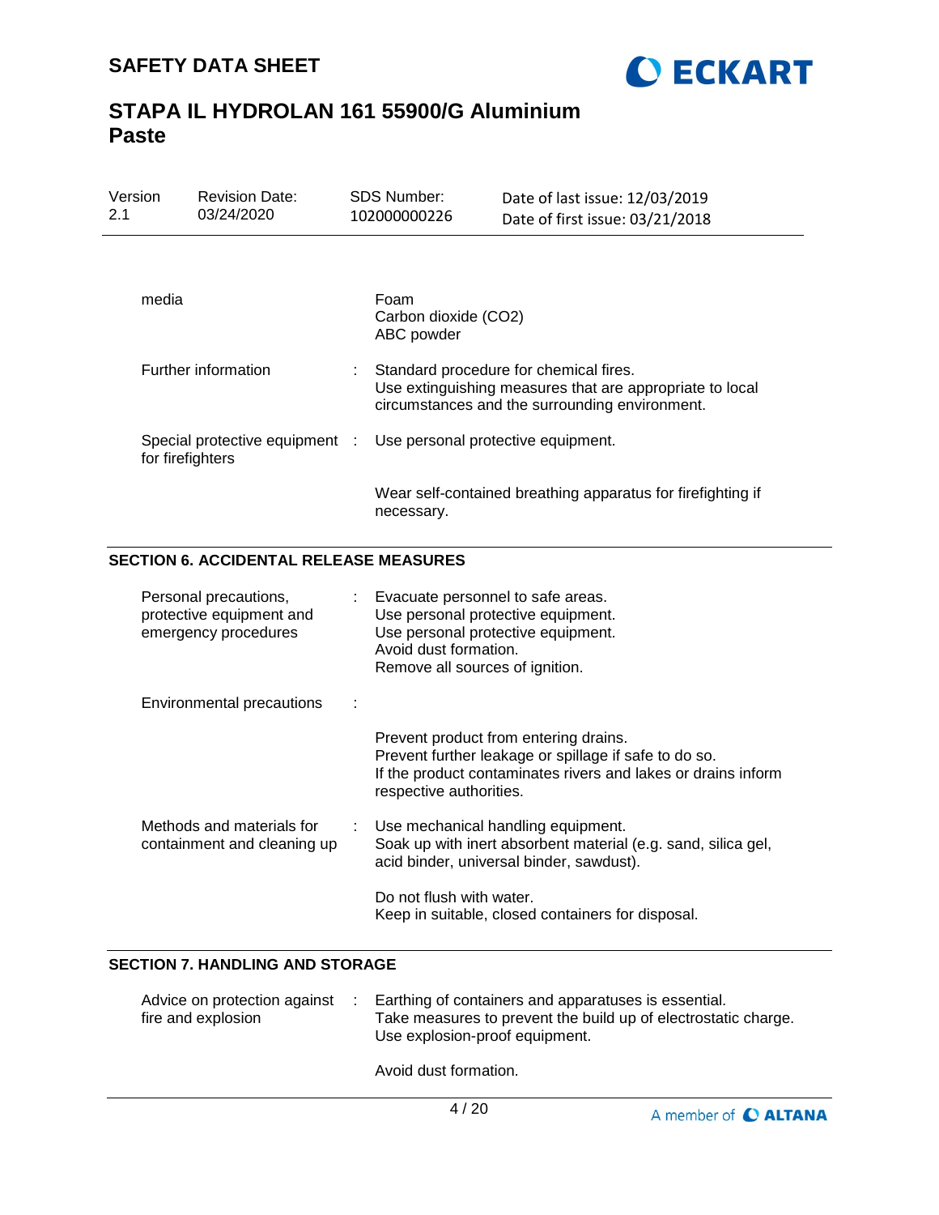| | | |
|---|---|---|
| media | | Foam<br>Carbon dioxide ($CO_2$)<br>ABC powder |
| Further information | : | Standard procedure for chemical fires.<br>Use extinguishing measures that are appropriate to local circumstances and the surrounding environment. |
| Special protective equipment for firefighters | : | Use personal protective equipment.<br><br>Wear self-contained breathing apparatus for firefighting if necessary. |

## SECTION 6. ACCIDENTAL RELEASE MEASURES

| | | |
|---|---|---|
| Personal precautions, protective equipment and emergency procedures | : | Evacuate personnel to safe areas.<br>Use personal protective equipment.<br>Use personal protective equipment.<br>Avoid dust formation.<br>Remove all sources of ignition. |
| Environmental precautions | : | Prevent product from entering drains.<br>Prevent further leakage or spillage if safe to do so.<br>If the product contaminates rivers and lakes or drains inform respective authorities. |
| Methods and materials for containment and cleaning up | : | Use mechanical handling equipment.<br>Soak up with inert absorbent material (e.g. sand, silica gel, acid binder, universal binder, sawdust).<br><br>Do not flush with water.<br>Keep in suitable, closed containers for disposal. |

## SECTION 7. HANDLING AND STORAGE

| | | |
|---|---|---|
| Advice on protection against fire and explosion | : | Earthing of containers and apparatuses is essential.<br>Take measures to prevent the build up of electrostatic charge.<br>Use explosion-proof equipment.<br><br>Avoid dust formation. |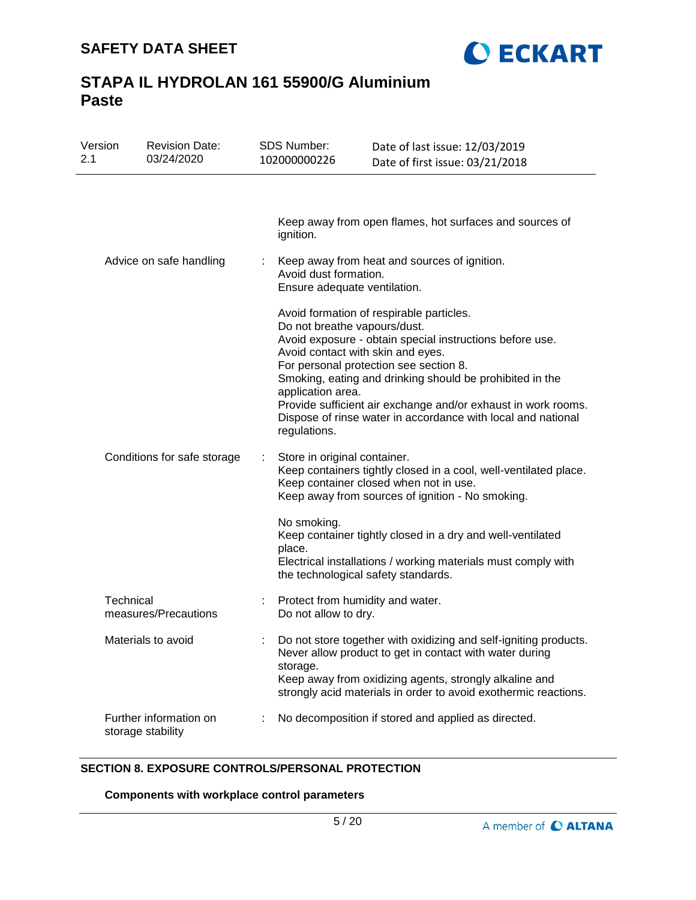Keep away from open flames, hot surfaces and sources of ignition.

| | | |
|---|---|---|
| Advice on safe handling | : | Keep away from heat and sources of ignition.<br>Avoid dust formation.<br>Ensure adequate ventilation.<br><br>Avoid formation of respirable particles.<br>Do not breathe vapours/dust.<br>Avoid exposure - obtain special instructions before use.<br>Avoid contact with skin and eyes.<br>For personal protection see section 8.<br>Smoking, eating and drinking should be prohibited in the application area.<br>Provide sufficient air exchange and/or exhaust in work rooms.<br>Dispose of rinse water in accordance with local and national regulations. |
| Conditions for safe storage | : | Store in original container.<br>Keep containers tightly closed in a cool, well-ventilated place.<br>Keep container closed when not in use.<br>Keep away from sources of ignition - No smoking.<br><br>No smoking.<br>Keep container tightly closed in a dry and well-ventilated place.<br>Electrical installations / working materials must comply with the technological safety standards. |
| Technical measures/Precautions | : | Protect from humidity and water.<br>Do not allow to dry. |
| Materials to avoid | : | Do not store together with oxidizing and self-igniting products.<br>Never allow product to get in contact with water during storage.<br>Keep away from oxidizing agents, strongly alkaline and strongly acid materials in order to avoid exothermic reactions. |
| Further information on storage stability | : | No decomposition if stored and applied as directed. |

## SECTION 8. EXPOSURE CONTROLS/PERSONAL PROTECTION

**Components with workplace control parameters**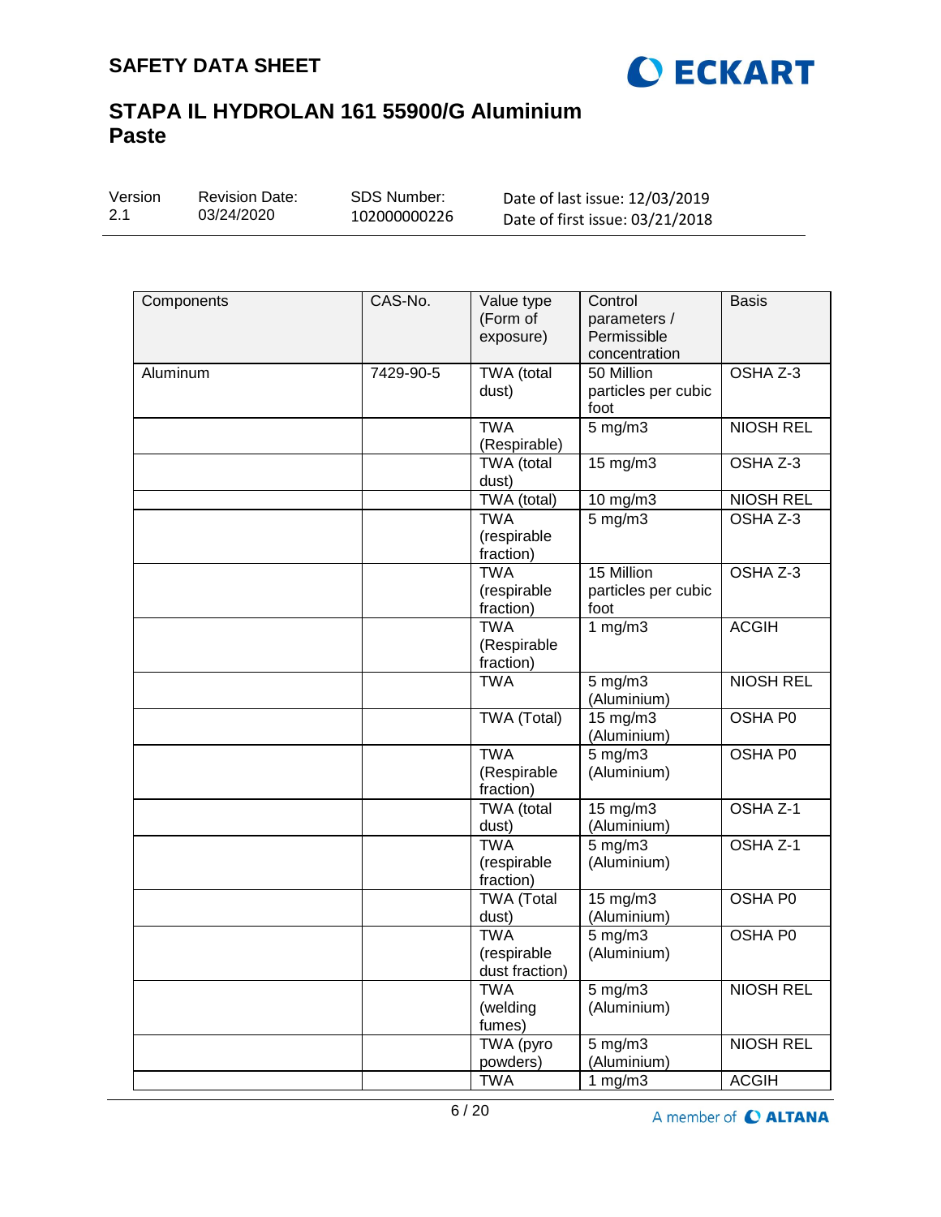| Components | CAS-No. | Value type (Form of exposure) | Control parameters / Permissible concentration | Basis |
|---|---|---|---|---|
| Aluminum | 7429-90-5 | TWA (total dust) | 50 Million particles per cubic foot | OSHA Z-3 |
| | | TWA (Respirable) | 5 mg/m3 | NIOSH REL |
| | | TWA (total dust) | 15 mg/m3 | OSHA Z-3 |
| | | TWA (total) | 10 mg/m3 | NIOSH REL |
| | | TWA (respirable fraction) | 5 mg/m3 | OSHA Z-3 |
| | | TWA (respirable fraction) | 15 Million particles per cubic foot | OSHA Z-3 |
| | | TWA (Respirable fraction) | 1 mg/m3 | ACGIH |
| | | TWA | 5 mg/m3 (Aluminium) | NIOSH REL |
| | | TWA (Total) | 15 mg/m3 (Aluminium) | OSHA P0 |
| | | TWA (Respirable fraction) | 5 mg/m3 (Aluminium) | OSHA P0 |
| | | TWA (total dust) | 15 mg/m3 (Aluminium) | OSHA Z-1 |
| | | TWA (respirable fraction) | 5 mg/m3 (Aluminium) | OSHA Z-1 |
| | | TWA (Total dust) | 15 mg/m3 (Aluminium) | OSHA P0 |
| | | TWA (respirable dust fraction) | 5 mg/m3 (Aluminium) | OSHA P0 |
| | | TWA (welding fumes) | 5 mg/m3 (Aluminium) | NIOSH REL |
| | | TWA (pyro powders) | 5 mg/m3 (Aluminium) | NIOSH REL |
| | | TWA | 1 mg/m3 | ACGIH |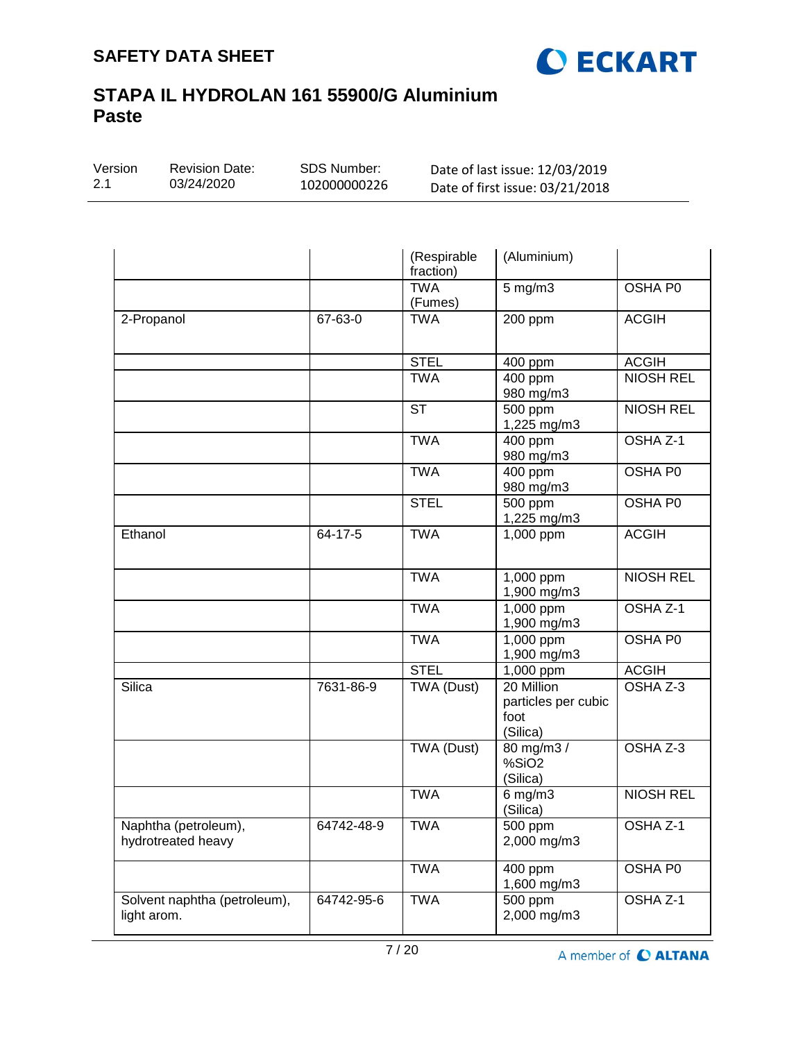| | | (Respirable fraction) | (Aluminium) | |
|---|---|---|---|---|
| | | TWA (Fumes) | 5 mg/m3 | OSHA P0 |
| 2-Propanol | 67-63-0 | TWA | 200 ppm | ACGIH |
| | | STEL | 400 ppm | ACGIH |
| | | TWA | 400 ppm<br>980 mg/m3 | NIOSH REL |
| | | ST | 500 ppm<br>1,225 mg/m3 | NIOSH REL |
| | | TWA | 400 ppm<br>980 mg/m3 | OSHA Z-1 |
| | | TWA | 400 ppm<br>980 mg/m3 | OSHA P0 |
| | | STEL | 500 ppm<br>1,225 mg/m3 | OSHA P0 |
| Ethanol | 64-17-5 | TWA | 1,000 ppm | ACGIH |
| | | TWA | 1,000 ppm<br>1,900 mg/m3 | NIOSH REL |
| | | TWA | 1,000 ppm<br>1,900 mg/m3 | OSHA Z-1 |
| | | TWA | 1,000 ppm<br>1,900 mg/m3 | OSHA P0 |
| | | STEL | 1,000 ppm | ACGIH |
| Silica | 7631-86-9 | TWA (Dust) | 20 Million particles per cubic foot<br>(Silica) | OSHA Z-3 |
| | | TWA (Dust) | 80 mg/m3 / %SiO2<br>(Silica) | OSHA Z-3 |
| | | TWA | 6 mg/m3<br>(Silica) | NIOSH REL |
| Naphtha (petroleum), hydrotreated heavy | 64742-48-9 | TWA | 500 ppm<br>2,000 mg/m3 | OSHA Z-1 |
| | | TWA | 400 ppm<br>1,600 mg/m3 | OSHA P0 |
| Solvent naphtha (petroleum), light arom. | 64742-95-6 | TWA | 500 ppm<br>2,000 mg/m3 | OSHA Z-1 |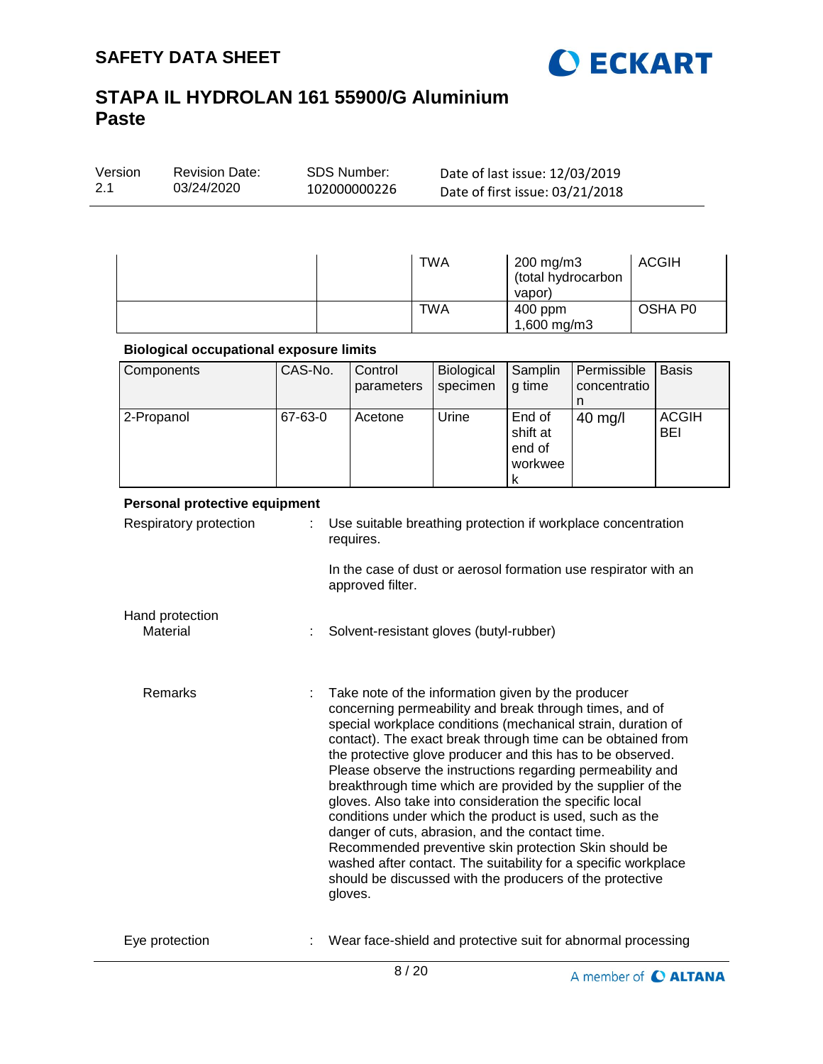| | | TWA | 200 mg/m3 (total hydrocarbon vapor) | ACGIH |
|---|---|---|---|---|
| | | TWA | 400 ppm 1,600 mg/m3 | OSHA P0 |

**Biological occupational exposure limits**

| Components | CAS-No. | Control parameters | Biological specimen | Sampling time | Permissible concentration | Basis |
|---|---|---|---|---|---|---|
| 2-Propanol | 67-63-0 | Acetone | Urine | End of shift at end of workweek | 40 mg/l | ACGIH BEI |

**Personal protective equipment**

Respiratory protection : Use suitable breathing protection if workplace concentration requires.

In the case of dust or aerosol formation use respirator with an approved filter.

Hand protection

Material : Solvent-resistant gloves (butyl-rubber)

Remarks : Take note of the information given by the producer concerning permeability and break through times, and of special workplace conditions (mechanical strain, duration of contact). The exact break through time can be obtained from the protective glove producer and this has to be observed. Please observe the instructions regarding permeability and breakthrough time which are provided by the supplier of the gloves. Also take into consideration the specific local conditions under which the product is used, such as the danger of cuts, abrasion, and the contact time. Recommended preventive skin protection Skin should be washed after contact. The suitability for a specific workplace should be discussed with the producers of the protective gloves.

Eye protection : Wear face-shield and protective suit for abnormal processing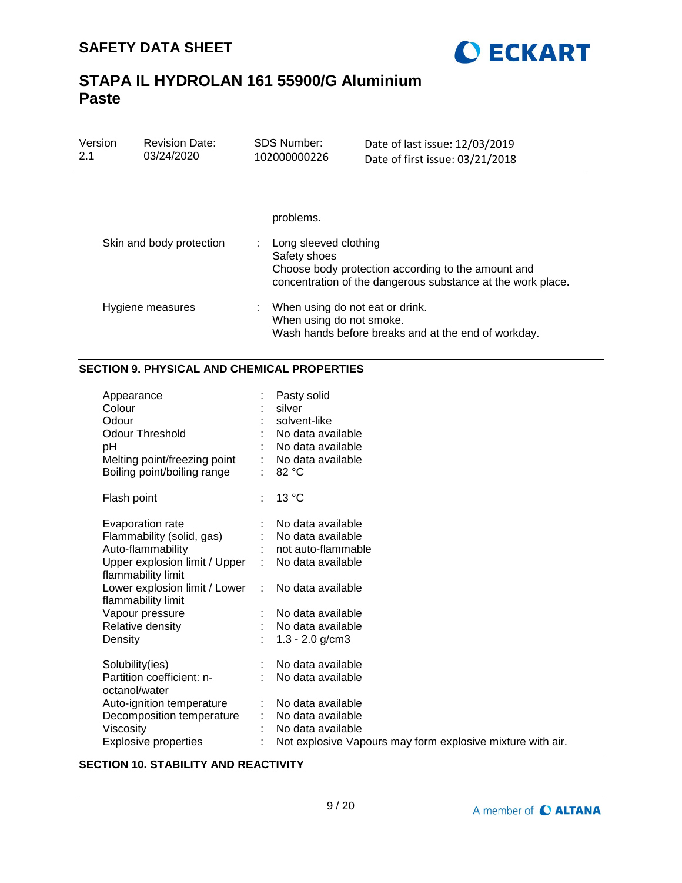problems.

| | | |
|---|---|---|
| Skin and body protection | : | Long sleeved clothing<br>Safety shoes<br>Choose body protection according to the amount and concentration of the dangerous substance at the work place. |
| Hygiene measures | : | When using do not eat or drink.<br>When using do not smoke.<br>Wash hands before breaks and at the end of workday. |

## SECTION 9. PHYSICAL AND CHEMICAL PROPERTIES

| | | |
|---|---|---|
| Appearance | : | Pasty solid |
| Colour | : | silver |
| Odour | : | solvent-like |
| Odour Threshold | : | No data available |
| pH | : | No data available |
| Melting point/freezing point | : | No data available |
| Boiling point/boiling range | : | 82 °C |
| Flash point | : | 13 °C |
| Evaporation rate | : | No data available |
| Flammability (solid, gas) | : | No data available |
| Auto-flammability | : | not auto-flammable |
| Upper explosion limit / Upper flammability limit | : | No data available |
| Lower explosion limit / Lower flammability limit | : | No data available |
| Vapour pressure | : | No data available |
| Relative density | : | No data available |
| Density | : | 1.3 - 2.0 g/cm3 |
| Solubility(ies) | : | No data available |
| Partition coefficient: n-octanol/water | : | No data available |
| Auto-ignition temperature | : | No data available |
| Decomposition temperature | : | No data available |
| Viscosity | : | No data available |
| Explosive properties | : | Not explosive Vapours may form explosive mixture with air. |

## SECTION 10. STABILITY AND REACTIVITY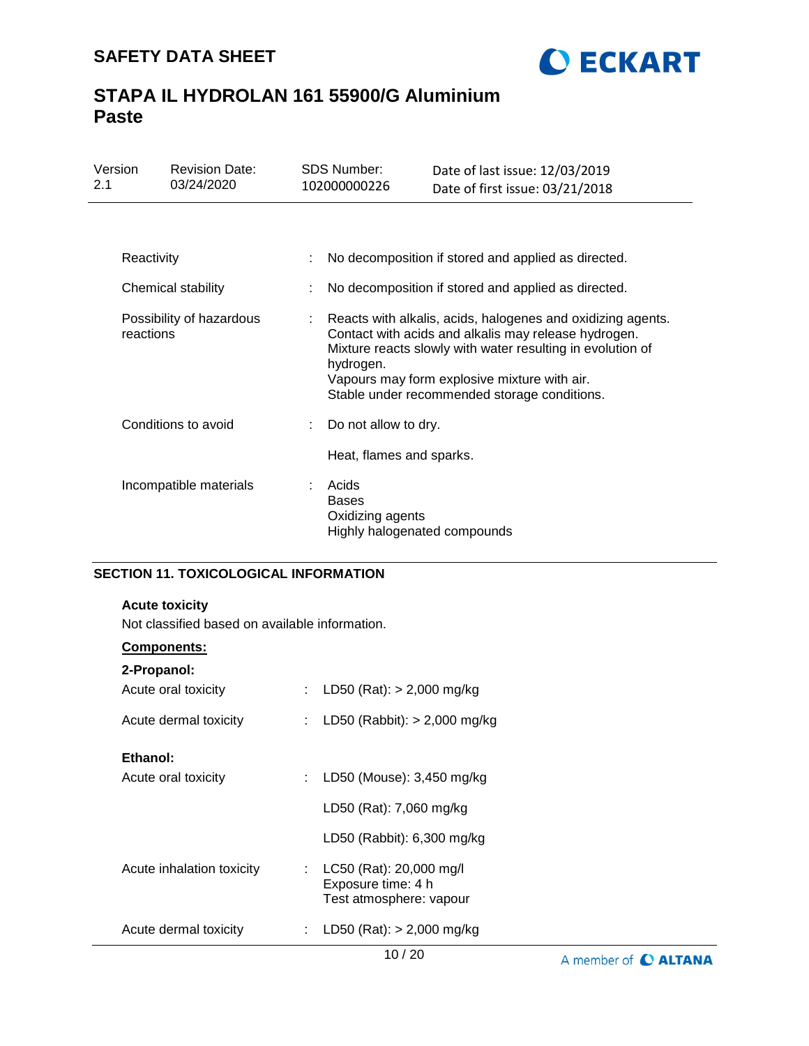| | | |
|---|---|---|
| Reactivity | : | No decomposition if stored and applied as directed. |
| Chemical stability | : | No decomposition if stored and applied as directed. |
| Possibility of hazardous reactions | : | Reacts with alkalis, acids, halogenes and oxidizing agents.<br>Contact with acids and alkalis may release hydrogen.<br>Mixture reacts slowly with water resulting in evolution of hydrogen.<br>Vapours may form explosive mixture with air.<br>Stable under recommended storage conditions. |
| Conditions to avoid | : | Do not allow to dry.<br><br>Heat, flames and sparks. |
| Incompatible materials | : | Acids<br>Bases<br>Oxidizing agents<br>Highly halogenated compounds |

## SECTION 11. TOXICOLOGICAL INFORMATION

**Acute toxicity**

Not classified based on available information.

**Components:**

**2-Propanol:**

| | | |
|---|---|---|
| Acute oral toxicity | : | LD50 (Rat): > 2,000 mg/kg |
| Acute dermal toxicity | : | LD50 (Rabbit): > 2,000 mg/kg |

**Ethanol:**

| | | |
|---|---|---|
| Acute oral toxicity | : | LD50 (Mouse): 3,450 mg/kg<br><br>LD50 (Rat): 7,060 mg/kg<br><br>LD50 (Rabbit): 6,300 mg/kg |
| Acute inhalation toxicity | : | LC50 (Rat): 20,000 mg/l<br>Exposure time: 4 h<br>Test atmosphere: vapour |
| Acute dermal toxicity | : | LD50 (Rat): > 2,000 mg/kg |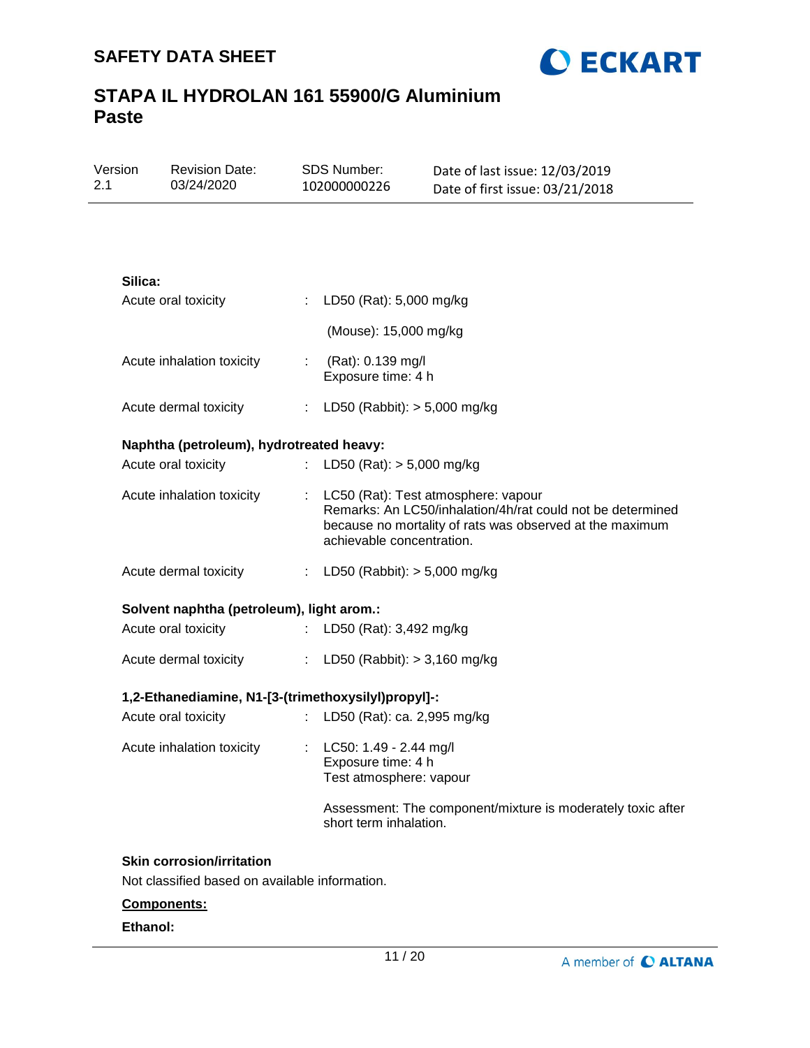**Silica:**

Acute oral toxicity : LD50 (Rat): 5,000 mg/kg

(Mouse): 15,000 mg/kg

Acute inhalation toxicity : (Rat): 0.139 mg/l
Exposure time: 4 h

Acute dermal toxicity : LD50 (Rabbit): > 5,000 mg/kg

**Naphtha (petroleum), hydrotreated heavy:**

Acute oral toxicity : LD50 (Rat): > 5,000 mg/kg

Acute inhalation toxicity : LC50 (Rat): Test atmosphere: vapour
Remarks: An LC50/inhalation/4h/rat could not be determined because no mortality of rats was observed at the maximum achievable concentration.

Acute dermal toxicity : LD50 (Rabbit): > 5,000 mg/kg

**Solvent naphtha (petroleum), light arom.:**

Acute oral toxicity : LD50 (Rat): 3,492 mg/kg

Acute dermal toxicity : LD50 (Rabbit): > 3,160 mg/kg

**1,2-Ethanediamine, N1-[3-(trimethoxysilyl)propyl]-:**

Acute oral toxicity : LD50 (Rat): ca. 2,995 mg/kg

Acute inhalation toxicity : LC50: 1.49 - 2.44 mg/l
Exposure time: 4 h
Test atmosphere: vapour

Assessment: The component/mixture is moderately toxic after short term inhalation.

**Skin corrosion/irritation**

Not classified based on available information.

**Components:**

**Ethanol:**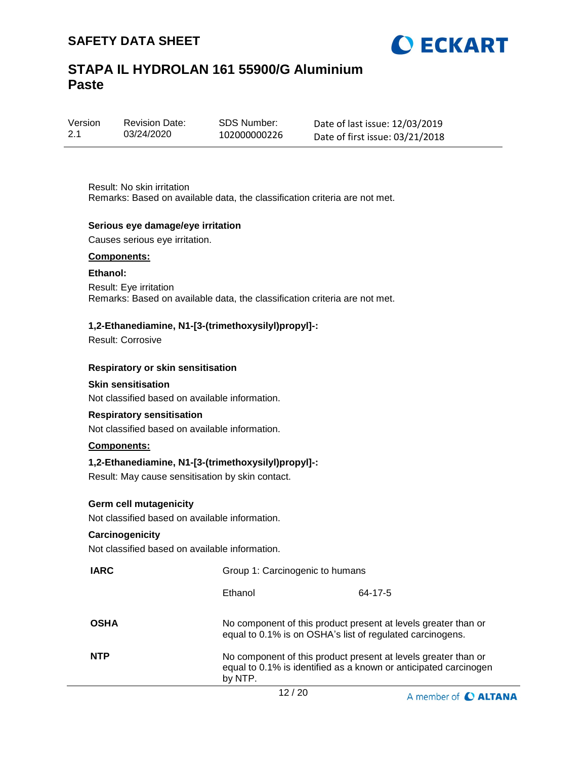Result: No skin irritation
Remarks: Based on available data, the classification criteria are not met.

**Serious eye damage/eye irritation**

Causes serious eye irritation.

**Components:**

**Ethanol:**

Result: Eye irritation
Remarks: Based on available data, the classification criteria are not met.

**1,2-Ethanediamine, N1-[3-(trimethoxysilyl)propyl]-:**

Result: Corrosive

**Respiratory or skin sensitisation**

**Skin sensitisation**

Not classified based on available information.

**Respiratory sensitisation**

Not classified based on available information.

**Components:**

**1,2-Ethanediamine, N1-[3-(trimethoxysilyl)propyl]-:**

Result: May cause sensitisation by skin contact.

**Germ cell mutagenicity**

Not classified based on available information.

**Carcinogenicity**

Not classified based on available information.

| | | |
|---|---|---|
| **IARC** | Group 1: Carcinogenic to humans | |
| | Ethanol | 64-17-5 |
| **OSHA** | No component of this product present at levels greater than or equal to 0.1% is on OSHA's list of regulated carcinogens. | |
| **NTP** | No component of this product present at levels greater than or equal to 0.1% is identified as a known or anticipated carcinogen by NTP. | |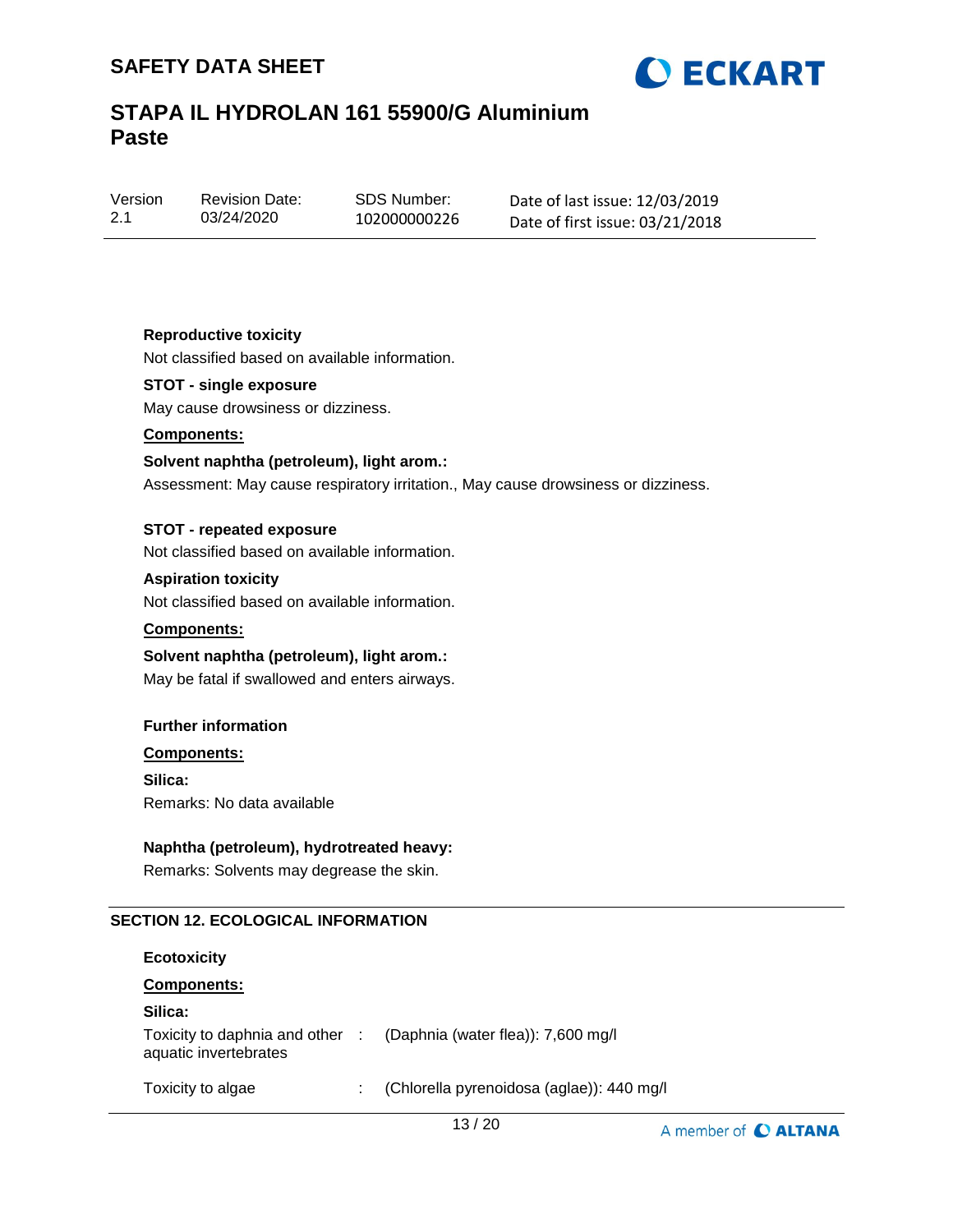**Reproductive toxicity**

Not classified based on available information.

**STOT - single exposure**

May cause drowsiness or dizziness.

**Components:**

**Solvent naphtha (petroleum), light arom.:**

Assessment: May cause respiratory irritation., May cause drowsiness or dizziness.

**STOT - repeated exposure**

Not classified based on available information.

**Aspiration toxicity**

Not classified based on available information.

**Components:**

**Solvent naphtha (petroleum), light arom.:**

May be fatal if swallowed and enters airways.

**Further information**

**Components:**

**Silica:**

Remarks: No data available

**Naphtha (petroleum), hydrotreated heavy:**

Remarks: Solvents may degrease the skin.

## SECTION 12. ECOLOGICAL INFORMATION

**Ecotoxicity**

**Components:**

**Silica:**

| | | |
|---|---|---|
| Toxicity to daphnia and other aquatic invertebrates | : | (Daphnia (water flea)): 7,600 mg/l |
| Toxicity to algae | : | (Chlorella pyrenoidosa (aglae)): 440 mg/l |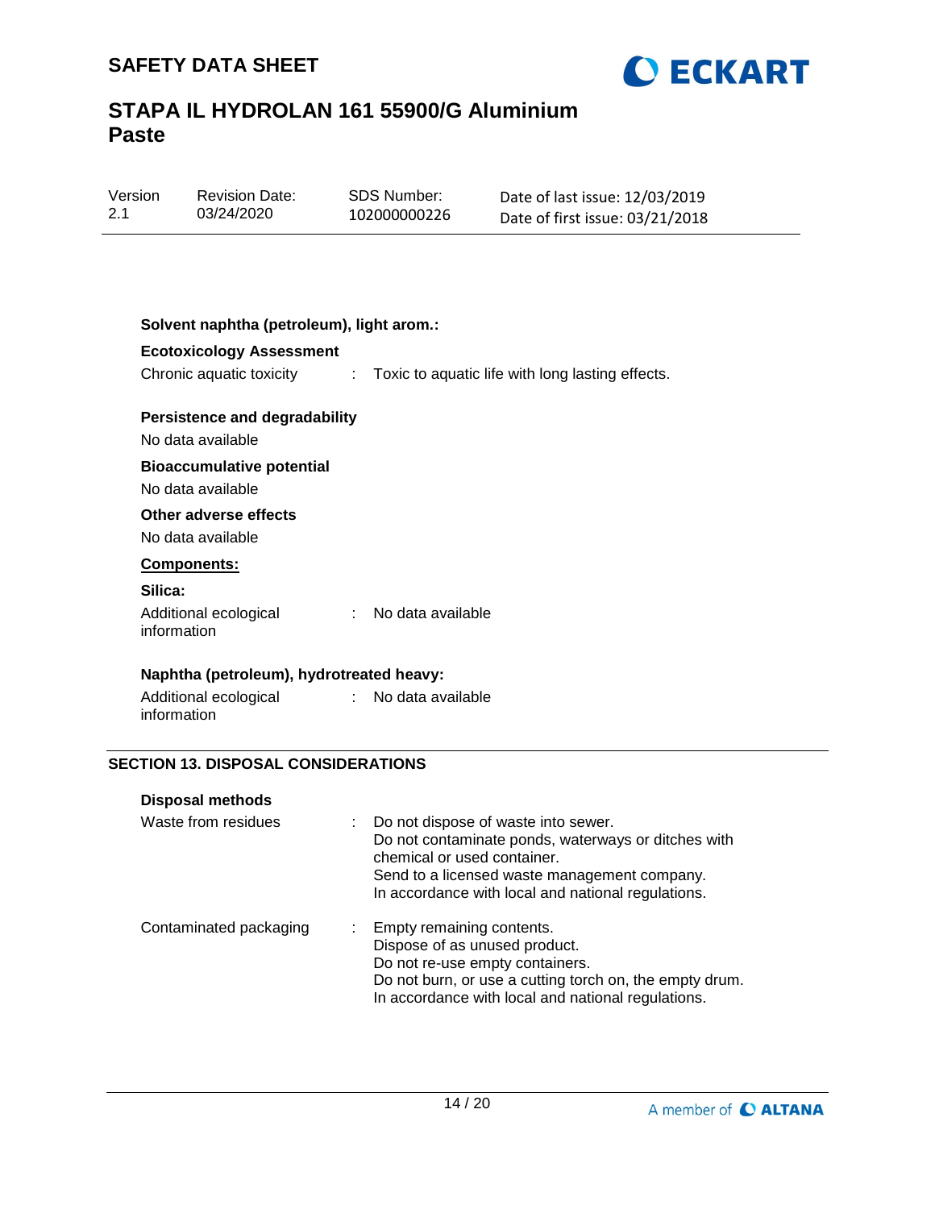**Solvent naphtha (petroleum), light arom.:**

**Ecotoxicology Assessment**

Chronic aquatic toxicity : Toxic to aquatic life with long lasting effects.

**Persistence and degradability**

No data available

**Bioaccumulative potential**

No data available

**Other adverse effects**

No data available

**Components:**

**Silica:**

Additional ecological information : No data available

**Naphtha (petroleum), hydrotreated heavy:**

Additional ecological information : No data available

## SECTION 13. DISPOSAL CONSIDERATIONS

**Disposal methods**

Waste from residues : Do not dispose of waste into sewer.
Do not contaminate ponds, waterways or ditches with chemical or used container.
Send to a licensed waste management company.
In accordance with local and national regulations.

Contaminated packaging : Empty remaining contents.
Dispose of as unused product.
Do not re-use empty containers.
Do not burn, or use a cutting torch on, the empty drum.
In accordance with local and national regulations.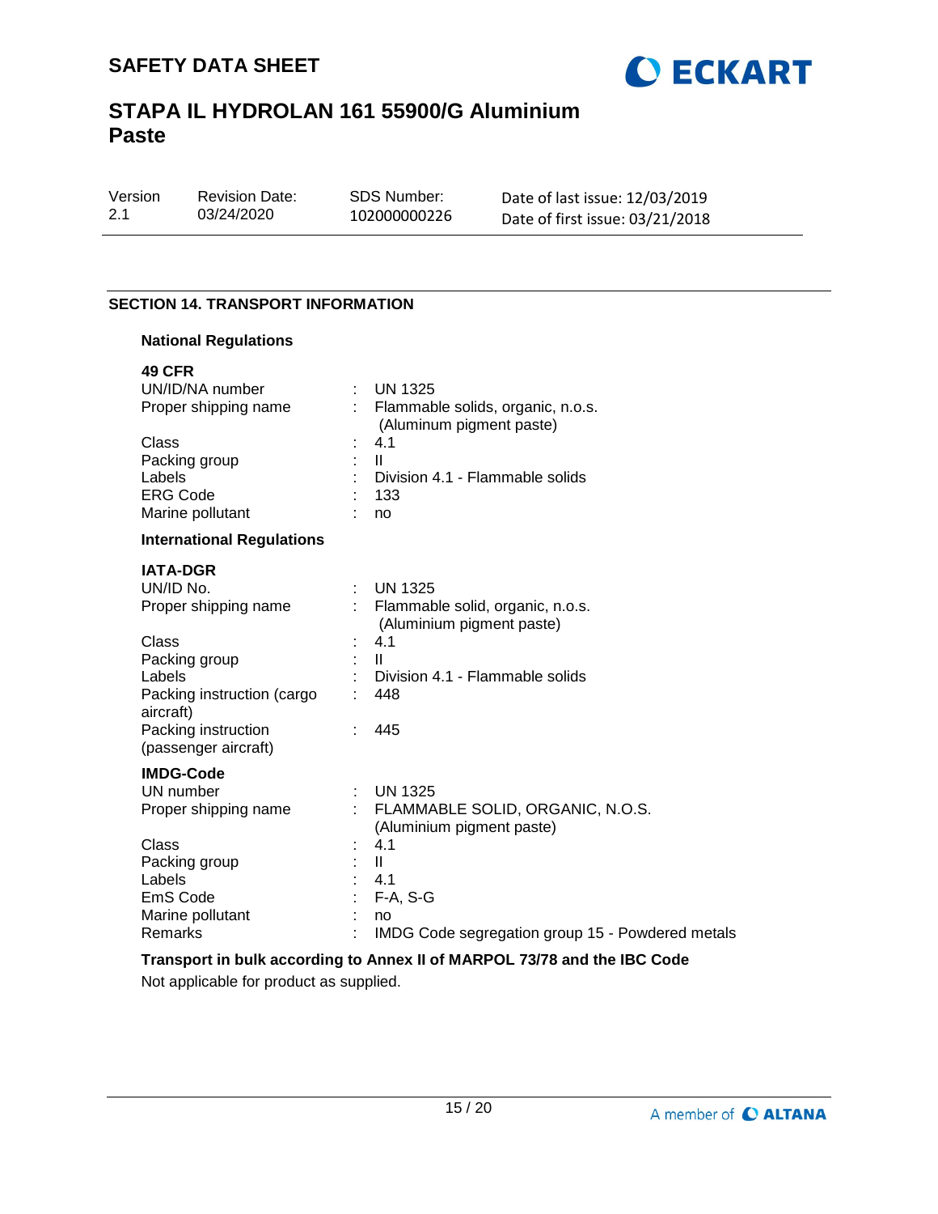## SECTION 14. TRANSPORT INFORMATION

### National Regulations

**49 CFR**

| | | |
|---|---|---|
| UN/ID/NA number | : | UN 1325 |
| Proper shipping name | : | Flammable solids, organic, n.o.s. (Aluminum pigment paste) |
| Class | : | 4.1 |
| Packing group | : | II |
| Labels | : | Division 4.1 - Flammable solids |
| ERG Code | : | 133 |
| Marine pollutant | : | no |

### International Regulations

**IATA-DGR**

| | | |
|---|---|---|
| UN/ID No. | : | UN 1325 |
| Proper shipping name | : | Flammable solid, organic, n.o.s. (Aluminium pigment paste) |
| Class | : | 4.1 |
| Packing group | : | II |
| Labels | : | Division 4.1 - Flammable solids |
| Packing instruction (cargo aircraft) | : | 448 |
| Packing instruction (passenger aircraft) | : | 445 |

**IMDG-Code**

| | | |
|---|---|---|
| UN number | : | UN 1325 |
| Proper shipping name | : | FLAMMABLE SOLID, ORGANIC, N.O.S. (Aluminium pigment paste) |
| Class | : | 4.1 |
| Packing group | : | II |
| Labels | : | 4.1 |
| EmS Code | : | F-A, S-G |
| Marine pollutant | : | no |
| Remarks | : | IMDG Code segregation group 15 - Powdered metals |

**Transport in bulk according to Annex II of MARPOL 73/78 and the IBC Code**

Not applicable for product as supplied.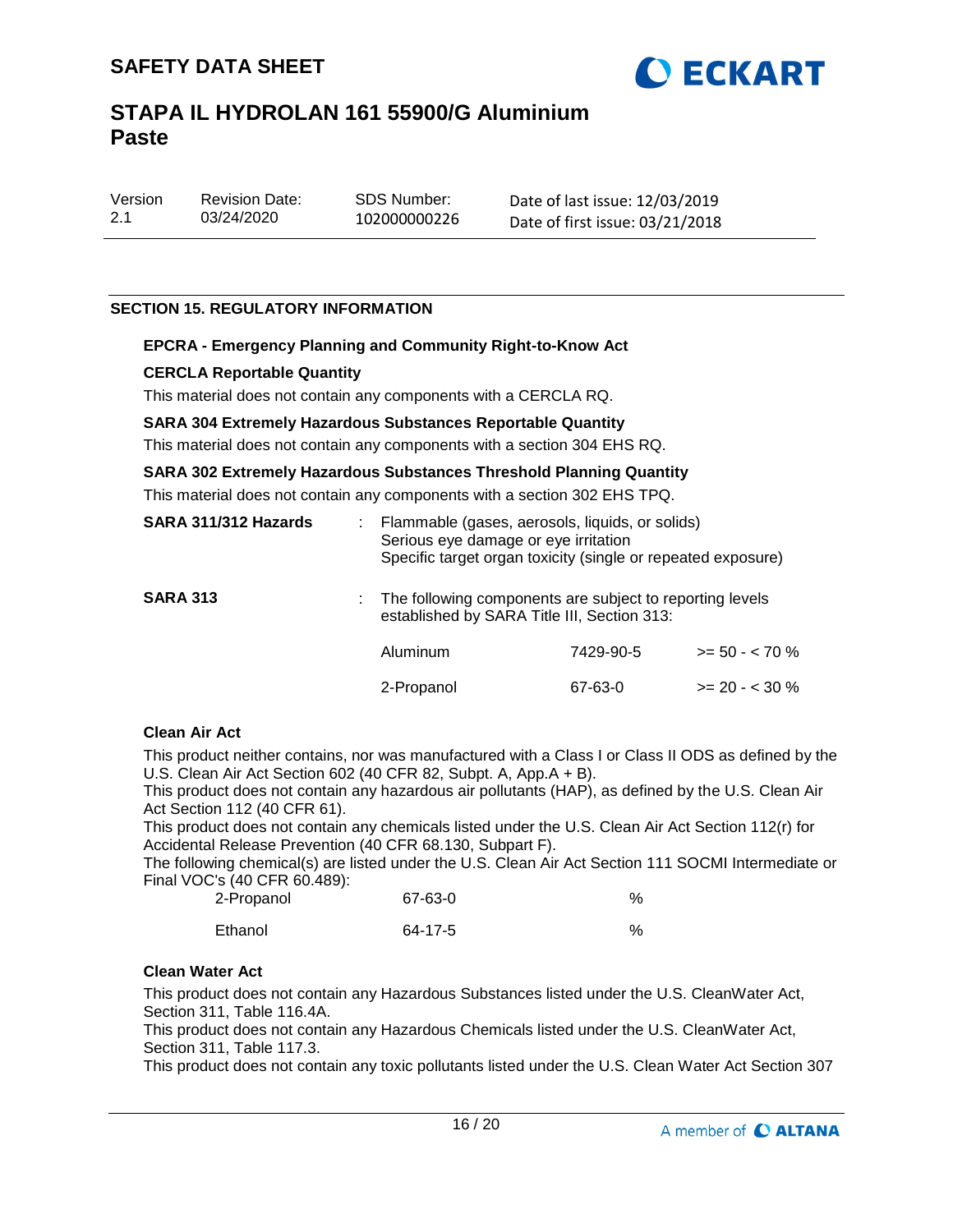## SECTION 15. REGULATORY INFORMATION

### EPCRA - Emergency Planning and Community Right-to-Know Act

**CERCLA Reportable Quantity**

This material does not contain any components with a CERCLA RQ.

**SARA 304 Extremely Hazardous Substances Reportable Quantity**

This material does not contain any components with a section 304 EHS RQ.

**SARA 302 Extremely Hazardous Substances Threshold Planning Quantity**

This material does not contain any components with a section 302 EHS TPQ.

**SARA 311/312 Hazards** : Flammable (gases, aerosols, liquids, or solids)
Serious eye damage or eye irritation
Specific target organ toxicity (single or repeated exposure)

**SARA 313** : The following components are subject to reporting levels established by SARA Title III, Section 313:

| | | |
|---|---|---|
| Aluminum | 7429-90-5 | >= 50 - < 70 % |
| 2-Propanol | 67-63-0 | >= 20 - < 30 % |

**Clean Air Act**

This product neither contains, nor was manufactured with a Class I or Class II ODS as defined by the U.S. Clean Air Act Section 602 (40 CFR 82, Subpt. A, App.A + B).
This product does not contain any hazardous air pollutants (HAP), as defined by the U.S. Clean Air Act Section 112 (40 CFR 61).
This product does not contain any chemicals listed under the U.S. Clean Air Act Section 112(r) for Accidental Release Prevention (40 CFR 68.130, Subpart F).
The following chemical(s) are listed under the U.S. Clean Air Act Section 111 SOCMI Intermediate or Final VOC's (40 CFR 60.489):

| | | |
|---|---|---|
| 2-Propanol | 67-63-0 | % |
| Ethanol | 64-17-5 | % |

**Clean Water Act**

This product does not contain any Hazardous Substances listed under the U.S. CleanWater Act, Section 311, Table 116.4A.
This product does not contain any Hazardous Chemicals listed under the U.S. CleanWater Act, Section 311, Table 117.3.
This product does not contain any toxic pollutants listed under the U.S. Clean Water Act Section 307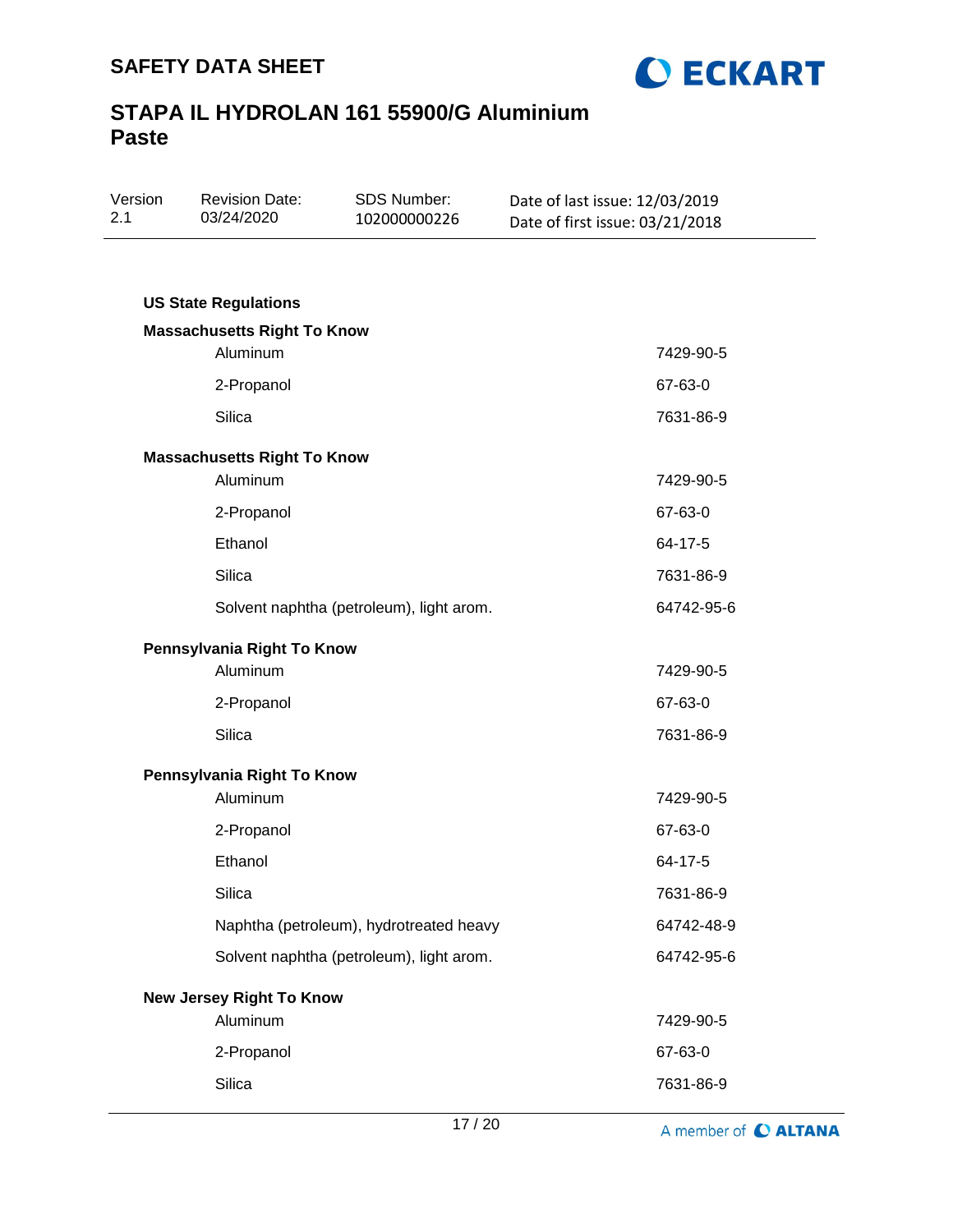**US State Regulations**

**Massachusetts Right To Know**

| | |
|---|---|
| Aluminum | 7429-90-5 |
| 2-Propanol | 67-63-0 |
| Silica | 7631-86-9 |

**Massachusetts Right To Know**

| | |
|---|---|
| Aluminum | 7429-90-5 |
| 2-Propanol | 67-63-0 |
| Ethanol | 64-17-5 |
| Silica | 7631-86-9 |
| Solvent naphtha (petroleum), light arom. | 64742-95-6 |

**Pennsylvania Right To Know**

| | |
|---|---|
| Aluminum | 7429-90-5 |
| 2-Propanol | 67-63-0 |
| Silica | 7631-86-9 |

**Pennsylvania Right To Know**

| | |
|---|---|
| Aluminum | 7429-90-5 |
| 2-Propanol | 67-63-0 |
| Ethanol | 64-17-5 |
| Silica | 7631-86-9 |
| Naphtha (petroleum), hydrotreated heavy | 64742-48-9 |
| Solvent naphtha (petroleum), light arom. | 64742-95-6 |

**New Jersey Right To Know**

| | |
|---|---|
| Aluminum | 7429-90-5 |
| 2-Propanol | 67-63-0 |
| Silica | 7631-86-9 |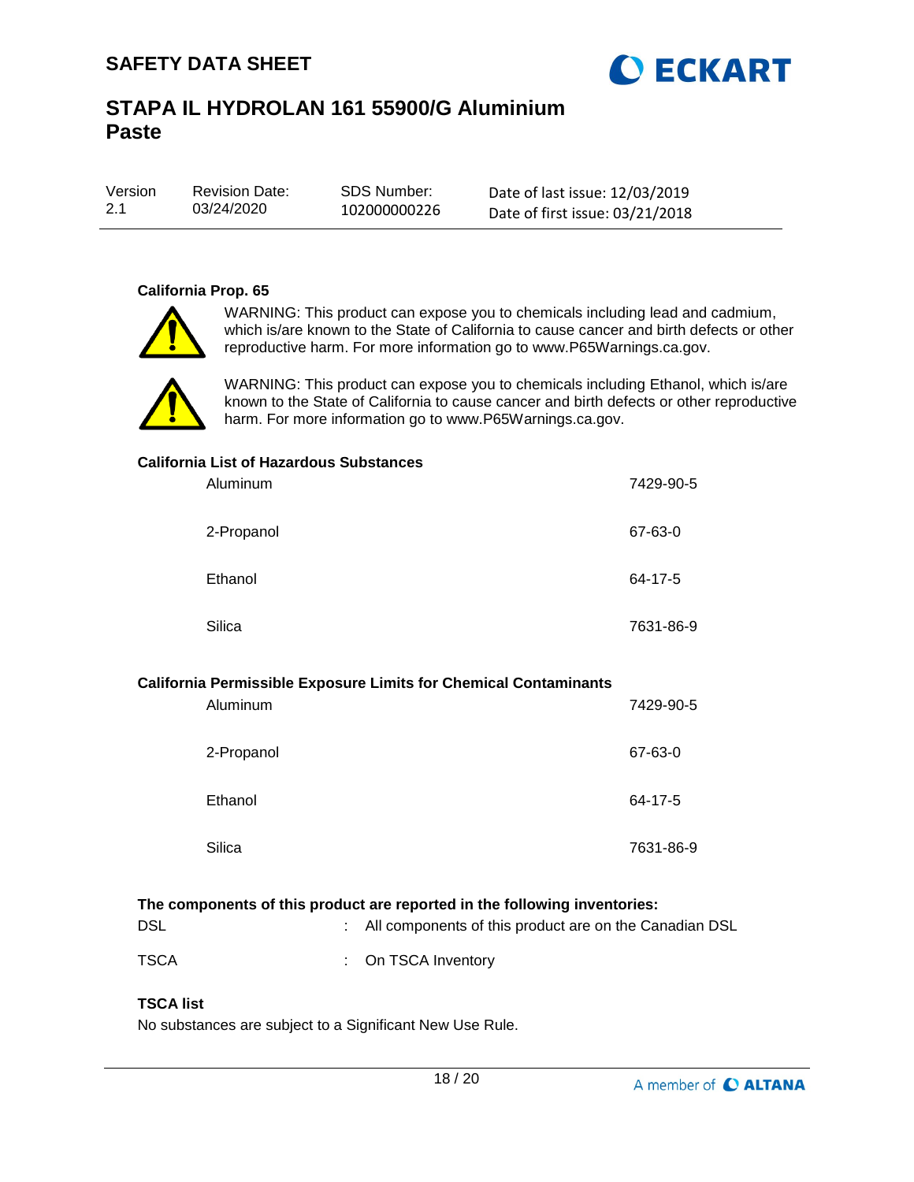**California Prop. 65**

WARNING: This product can expose you to chemicals including lead and cadmium, which is/are known to the State of California to cause cancer and birth defects or other reproductive harm. For more information go to www.P65Warnings.ca.gov.

WARNING: This product can expose you to chemicals including Ethanol, which is/are known to the State of California to cause cancer and birth defects or other reproductive harm. For more information go to www.P65Warnings.ca.gov.

**California List of Hazardous Substances**

| | |
|---|---|
| Aluminum | 7429-90-5 |
| 2-Propanol | 67-63-0 |
| Ethanol | 64-17-5 |
| Silica | 7631-86-9 |

**California Permissible Exposure Limits for Chemical Contaminants**

| | |
|---|---|
| Aluminum | 7429-90-5 |
| 2-Propanol | 67-63-0 |
| Ethanol | 64-17-5 |
| Silica | 7631-86-9 |

**The components of this product are reported in the following inventories:**

DSL : All components of this product are on the Canadian DSL

TSCA : On TSCA Inventory

**TSCA list**

No substances are subject to a Significant New Use Rule.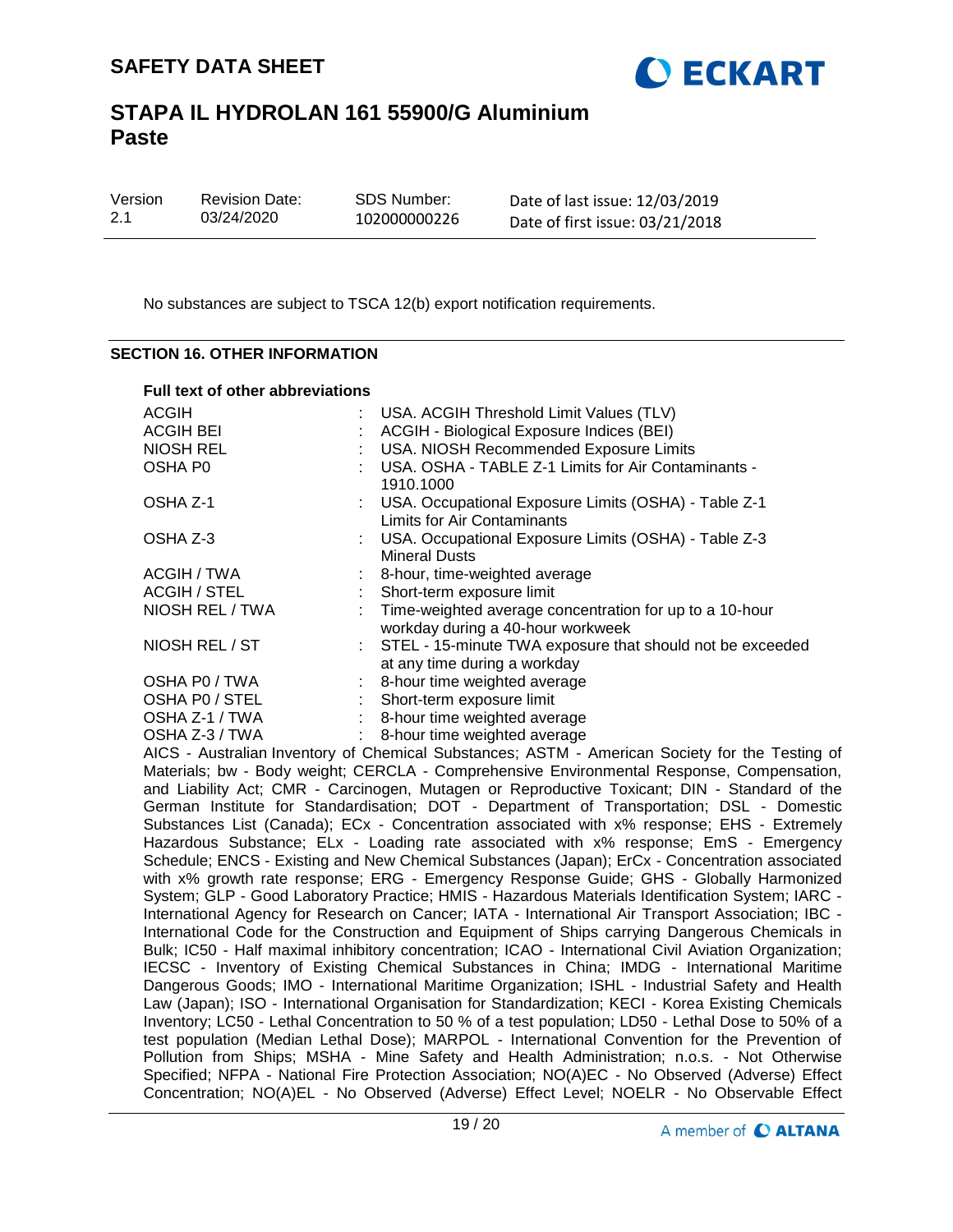No substances are subject to TSCA 12(b) export notification requirements.

## SECTION 16. OTHER INFORMATION

**Full text of other abbreviations**

| | | |
|---|---|---|
| ACGIH | : | USA. ACGIH Threshold Limit Values (TLV) |
| ACGIH BEI | : | ACGIH - Biological Exposure Indices (BEI) |
| NIOSH REL | : | USA. NIOSH Recommended Exposure Limits |
| OSHA P0 | : | USA. OSHA - TABLE Z-1 Limits for Air Contaminants - 1910.1000 |
| OSHA Z-1 | : | USA. Occupational Exposure Limits (OSHA) - Table Z-1 Limits for Air Contaminants |
| OSHA Z-3 | : | USA. Occupational Exposure Limits (OSHA) - Table Z-3 Mineral Dusts |
| ACGIH / TWA | : | 8-hour, time-weighted average |
| ACGIH / STEL | : | Short-term exposure limit |
| NIOSH REL / TWA | : | Time-weighted average concentration for up to a 10-hour workday during a 40-hour workweek |
| NIOSH REL / ST | : | STEL - 15-minute TWA exposure that should not be exceeded at any time during a workday |
| OSHA P0 / TWA | : | 8-hour time weighted average |
| OSHA P0 / STEL | : | Short-term exposure limit |
| OSHA Z-1 / TWA | : | 8-hour time weighted average |
| OSHA Z-3 / TWA | : | 8-hour time weighted average |

AICS - Australian Inventory of Chemical Substances; ASTM - American Society for the Testing of Materials; bw - Body weight; CERCLA - Comprehensive Environmental Response, Compensation, and Liability Act; CMR - Carcinogen, Mutagen or Reproductive Toxicant; DIN - Standard of the German Institute for Standardisation; DOT - Department of Transportation; DSL - Domestic Substances List (Canada); ECx - Concentration associated with x% response; EHS - Extremely Hazardous Substance; ELx - Loading rate associated with x% response; EmS - Emergency Schedule; ENCS - Existing and New Chemical Substances (Japan); ErCx - Concentration associated with x% growth rate response; ERG - Emergency Response Guide; GHS - Globally Harmonized System; GLP - Good Laboratory Practice; HMIS - Hazardous Materials Identification System; IARC - International Agency for Research on Cancer; IATA - International Air Transport Association; IBC - International Code for the Construction and Equipment of Ships carrying Dangerous Chemicals in Bulk; IC50 - Half maximal inhibitory concentration; ICAO - International Civil Aviation Organization; IECSC - Inventory of Existing Chemical Substances in China; IMDG - International Maritime Dangerous Goods; IMO - International Maritime Organization; ISHL - Industrial Safety and Health Law (Japan); ISO - International Organisation for Standardization; KECI - Korea Existing Chemicals Inventory; LC50 - Lethal Concentration to 50 % of a test population; LD50 - Lethal Dose to 50% of a test population (Median Lethal Dose); MARPOL - International Convention for the Prevention of Pollution from Ships; MSHA - Mine Safety and Health Administration; n.o.s. - Not Otherwise Specified; NFPA - National Fire Protection Association; NO(A)EC - No Observed (Adverse) Effect Concentration; NO(A)EL - No Observed (Adverse) Effect Level; NOELR - No Observable Effect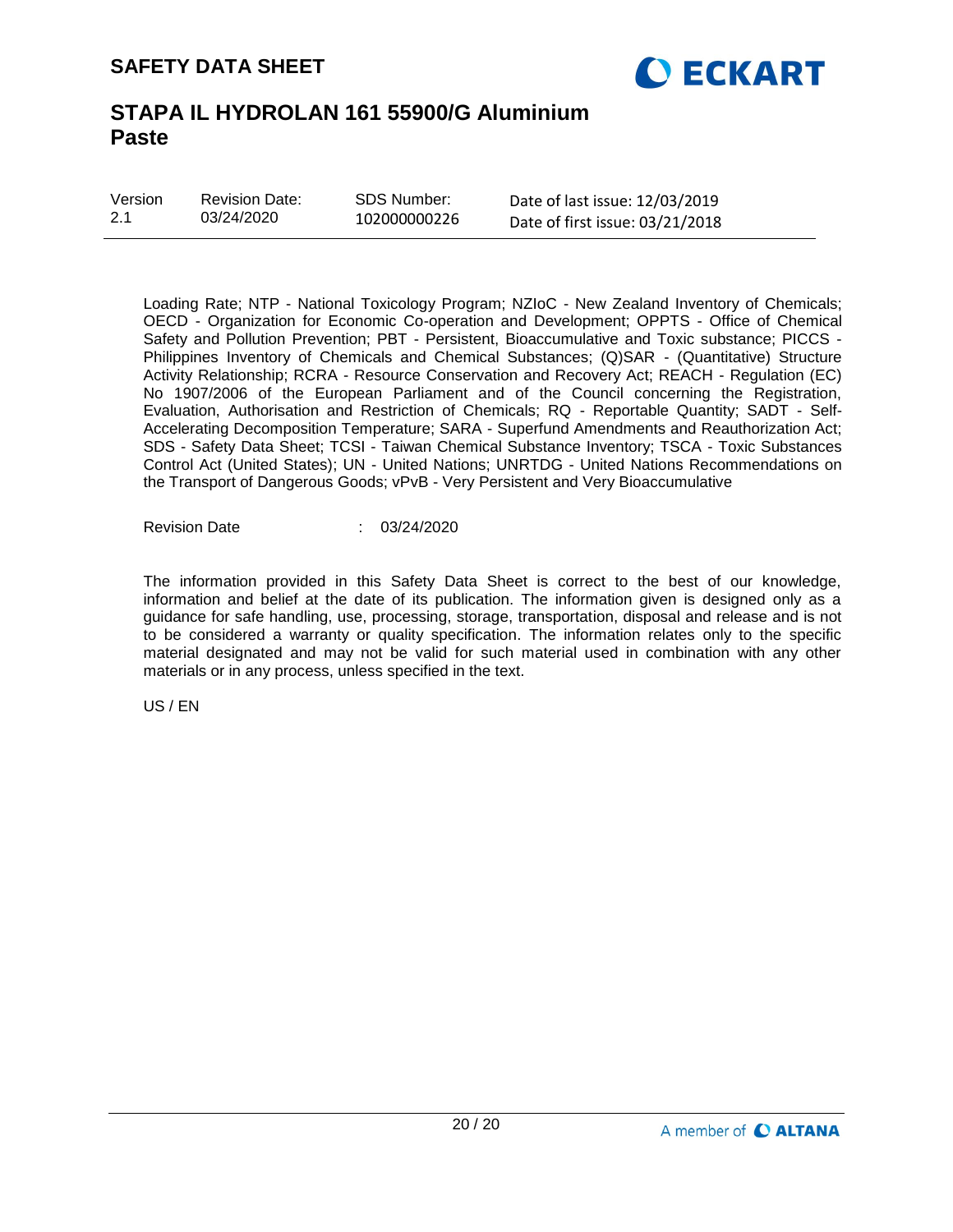Loading Rate; NTP - National Toxicology Program; NZIoC - New Zealand Inventory of Chemicals; OECD - Organization for Economic Co-operation and Development; OPPTS - Office of Chemical Safety and Pollution Prevention; PBT - Persistent, Bioaccumulative and Toxic substance; PICCS - Philippines Inventory of Chemicals and Chemical Substances; (Q)SAR - (Quantitative) Structure Activity Relationship; RCRA - Resource Conservation and Recovery Act; REACH - Regulation (EC) No 1907/2006 of the European Parliament and of the Council concerning the Registration, Evaluation, Authorisation and Restriction of Chemicals; RQ - Reportable Quantity; SADT - Self-Accelerating Decomposition Temperature; SARA - Superfund Amendments and Reauthorization Act; SDS - Safety Data Sheet; TCSI - Taiwan Chemical Substance Inventory; TSCA - Toxic Substances Control Act (United States); UN - United Nations; UNRTDG - United Nations Recommendations on the Transport of Dangerous Goods; vPvB - Very Persistent and Very Bioaccumulative

Revision Date : 03/24/2020

The information provided in this Safety Data Sheet is correct to the best of our knowledge, information and belief at the date of its publication. The information given is designed only as a guidance for safe handling, use, processing, storage, transportation, disposal and release and is not to be considered a warranty or quality specification. The information relates only to the specific material designated and may not be valid for such material used in combination with any other materials or in any process, unless specified in the text.

US / EN